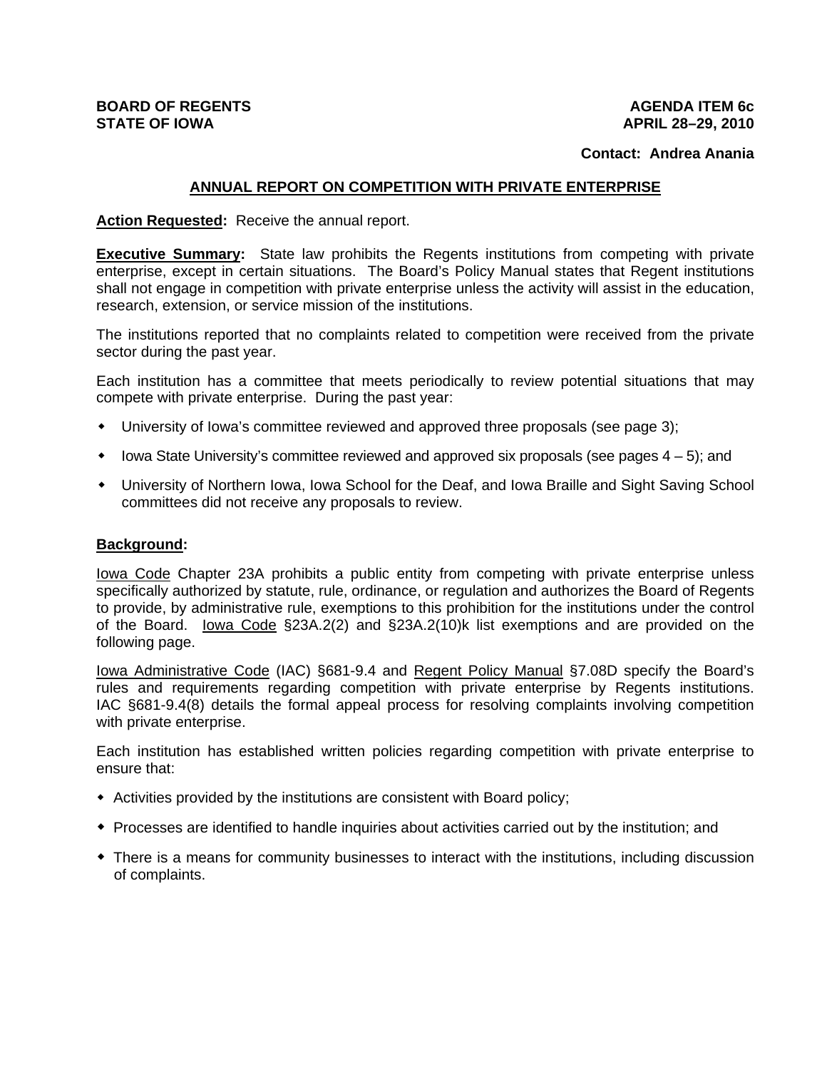**BOARD OF REGENTS**
**STATE OF IOWA**

**AGENDA ITEM 6c**
**APRIL 28–29, 2010**

**Contact: Andrea Anania**

## ANNUAL REPORT ON COMPETITION WITH PRIVATE ENTERPRISE

**Action Requested:** Receive the annual report.

**Executive Summary:** State law prohibits the Regents institutions from competing with private enterprise, except in certain situations. The Board's Policy Manual states that Regent institutions shall not engage in competition with private enterprise unless the activity will assist in the education, research, extension, or service mission of the institutions.

The institutions reported that no complaints related to competition were received from the private sector during the past year.

Each institution has a committee that meets periodically to review potential situations that may compete with private enterprise. During the past year:

- University of Iowa's committee reviewed and approved three proposals (see page 3);
- Iowa State University's committee reviewed and approved six proposals (see pages 4 – 5); and
- University of Northern Iowa, Iowa School for the Deaf, and Iowa Braille and Sight Saving School committees did not receive any proposals to review.

**Background:**

Iowa Code Chapter 23A prohibits a public entity from competing with private enterprise unless specifically authorized by statute, rule, ordinance, or regulation and authorizes the Board of Regents to provide, by administrative rule, exemptions to this prohibition for the institutions under the control of the Board. Iowa Code §23A.2(2) and §23A.2(10)k list exemptions and are provided on the following page.

Iowa Administrative Code (IAC) §681-9.4 and Regent Policy Manual §7.08D specify the Board's rules and requirements regarding competition with private enterprise by Regents institutions. IAC §681-9.4(8) details the formal appeal process for resolving complaints involving competition with private enterprise.

Each institution has established written policies regarding competition with private enterprise to ensure that:

- Activities provided by the institutions are consistent with Board policy;
- Processes are identified to handle inquiries about activities carried out by the institution; and
- There is a means for community businesses to interact with the institutions, including discussion of complaints.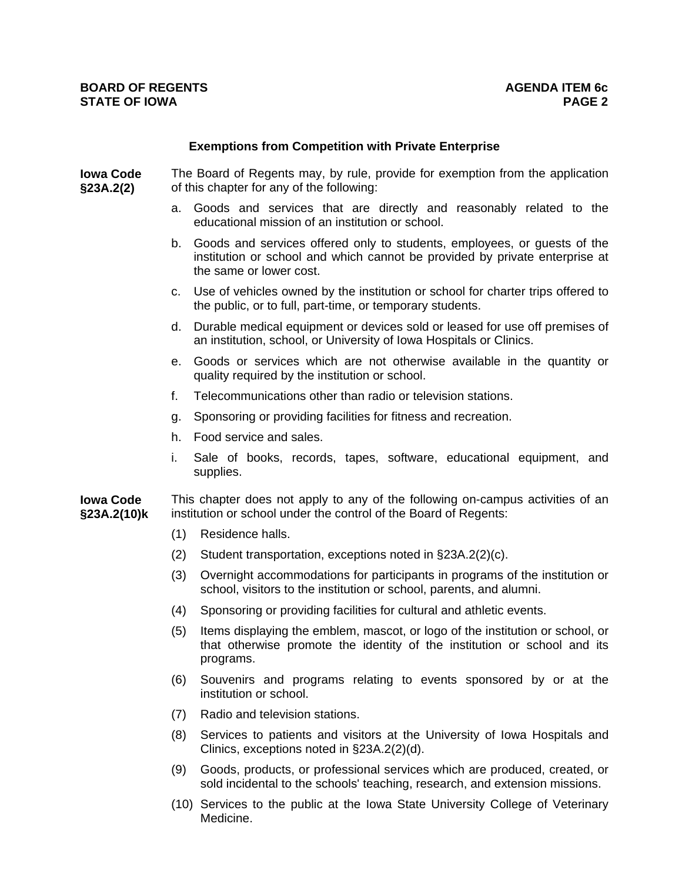## Exemptions from Competition with Private Enterprise

**Iowa Code §23A.2(2)**

The Board of Regents may, by rule, provide for exemption from the application of this chapter for any of the following:

a. Goods and services that are directly and reasonably related to the educational mission of an institution or school.

b. Goods and services offered only to students, employees, or guests of the institution or school and which cannot be provided by private enterprise at the same or lower cost.

c. Use of vehicles owned by the institution or school for charter trips offered to the public, or to full, part-time, or temporary students.

d. Durable medical equipment or devices sold or leased for use off premises of an institution, school, or University of Iowa Hospitals or Clinics.

e. Goods or services which are not otherwise available in the quantity or quality required by the institution or school.

f. Telecommunications other than radio or television stations.

g. Sponsoring or providing facilities for fitness and recreation.

h. Food service and sales.

i. Sale of books, records, tapes, software, educational equipment, and supplies.

**Iowa Code §23A.2(10)k**

This chapter does not apply to any of the following on-campus activities of an institution or school under the control of the Board of Regents:

(1) Residence halls.

(2) Student transportation, exceptions noted in §23A.2(2)(c).

(3) Overnight accommodations for participants in programs of the institution or school, visitors to the institution or school, parents, and alumni.

(4) Sponsoring or providing facilities for cultural and athletic events.

(5) Items displaying the emblem, mascot, or logo of the institution or school, or that otherwise promote the identity of the institution or school and its programs.

(6) Souvenirs and programs relating to events sponsored by or at the institution or school.

(7) Radio and television stations.

(8) Services to patients and visitors at the University of Iowa Hospitals and Clinics, exceptions noted in §23A.2(2)(d).

(9) Goods, products, or professional services which are produced, created, or sold incidental to the schools' teaching, research, and extension missions.

(10) Services to the public at the Iowa State University College of Veterinary Medicine.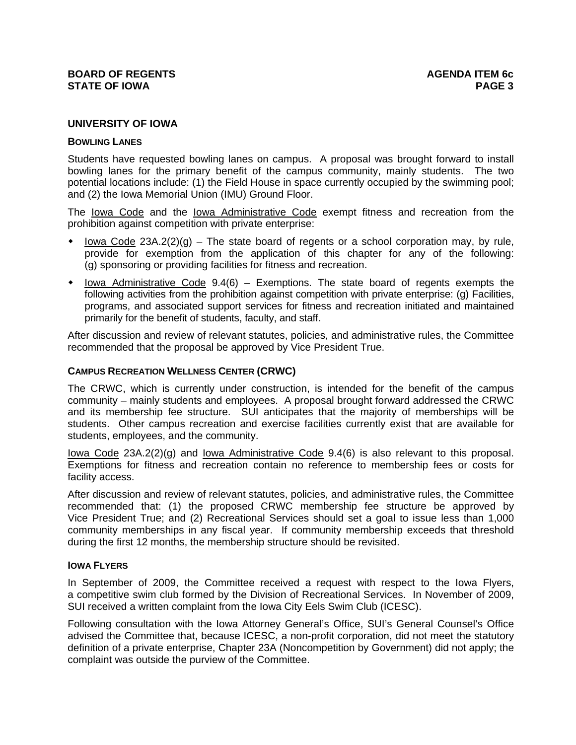## UNIVERSITY OF IOWA

### BOWLING LANES

Students have requested bowling lanes on campus. A proposal was brought forward to install bowling lanes for the primary benefit of the campus community, mainly students. The two potential locations include: (1) the Field House in space currently occupied by the swimming pool; and (2) the Iowa Memorial Union (IMU) Ground Floor.

The Iowa Code and the Iowa Administrative Code exempt fitness and recreation from the prohibition against competition with private enterprise:

- Iowa Code 23A.2(2)(g) – The state board of regents or a school corporation may, by rule, provide for exemption from the application of this chapter for any of the following: (g) sponsoring or providing facilities for fitness and recreation.
- Iowa Administrative Code 9.4(6) – Exemptions. The state board of regents exempts the following activities from the prohibition against competition with private enterprise: (g) Facilities, programs, and associated support services for fitness and recreation initiated and maintained primarily for the benefit of students, faculty, and staff.

After discussion and review of relevant statutes, policies, and administrative rules, the Committee recommended that the proposal be approved by Vice President True.

### CAMPUS RECREATION WELLNESS CENTER (CRWC)

The CRWC, which is currently under construction, is intended for the benefit of the campus community – mainly students and employees. A proposal brought forward addressed the CRWC and its membership fee structure. SUI anticipates that the majority of memberships will be students. Other campus recreation and exercise facilities currently exist that are available for students, employees, and the community.

Iowa Code 23A.2(2)(g) and Iowa Administrative Code 9.4(6) is also relevant to this proposal. Exemptions for fitness and recreation contain no reference to membership fees or costs for facility access.

After discussion and review of relevant statutes, policies, and administrative rules, the Committee recommended that: (1) the proposed CRWC membership fee structure be approved by Vice President True; and (2) Recreational Services should set a goal to issue less than 1,000 community memberships in any fiscal year. If community membership exceeds that threshold during the first 12 months, the membership structure should be revisited.

### IOWA FLYERS

In September of 2009, the Committee received a request with respect to the Iowa Flyers, a competitive swim club formed by the Division of Recreational Services. In November of 2009, SUI received a written complaint from the Iowa City Eels Swim Club (ICESC).

Following consultation with the Iowa Attorney General's Office, SUI's General Counsel's Office advised the Committee that, because ICESC, a non-profit corporation, did not meet the statutory definition of a private enterprise, Chapter 23A (Noncompetition by Government) did not apply; the complaint was outside the purview of the Committee.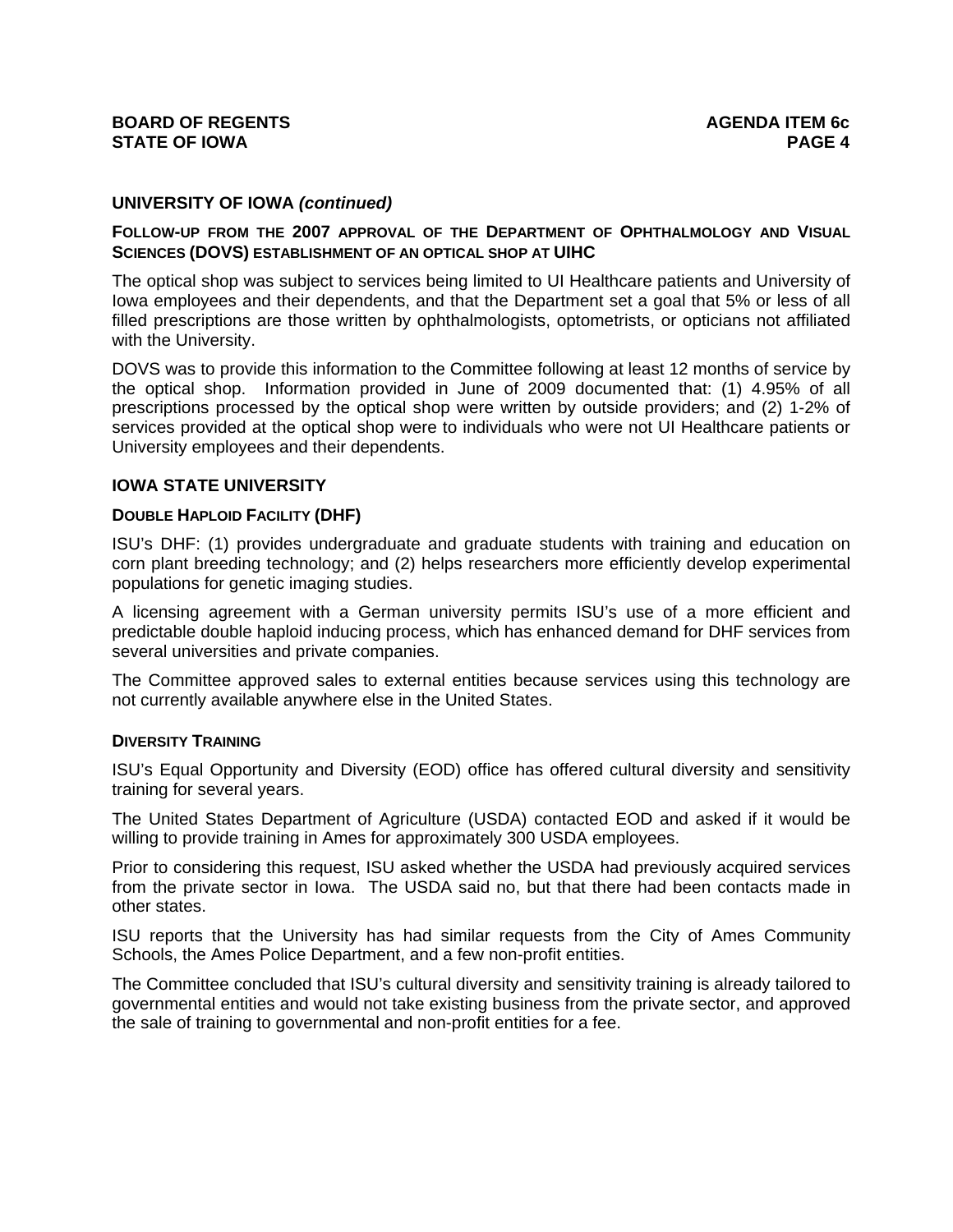## UNIVERSITY OF IOWA *(continued)*

**FOLLOW-UP FROM THE 2007 APPROVAL OF THE DEPARTMENT OF OPHTHALMOLOGY AND VISUAL SCIENCES (DOVS) ESTABLISHMENT OF AN OPTICAL SHOP AT UIHC**

The optical shop was subject to services being limited to UI Healthcare patients and University of Iowa employees and their dependents, and that the Department set a goal that 5% or less of all filled prescriptions are those written by ophthalmologists, optometrists, or opticians not affiliated with the University.

DOVS was to provide this information to the Committee following at least 12 months of service by the optical shop. Information provided in June of 2009 documented that: (1) 4.95% of all prescriptions processed by the optical shop were written by outside providers; and (2) 1-2% of services provided at the optical shop were to individuals who were not UI Healthcare patients or University employees and their dependents.

## IOWA STATE UNIVERSITY

**DOUBLE HAPLOID FACILITY (DHF)**

ISU's DHF: (1) provides undergraduate and graduate students with training and education on corn plant breeding technology; and (2) helps researchers more efficiently develop experimental populations for genetic imaging studies.

A licensing agreement with a German university permits ISU's use of a more efficient and predictable double haploid inducing process, which has enhanced demand for DHF services from several universities and private companies.

The Committee approved sales to external entities because services using this technology are not currently available anywhere else in the United States.

**DIVERSITY TRAINING**

ISU's Equal Opportunity and Diversity (EOD) office has offered cultural diversity and sensitivity training for several years.

The United States Department of Agriculture (USDA) contacted EOD and asked if it would be willing to provide training in Ames for approximately 300 USDA employees.

Prior to considering this request, ISU asked whether the USDA had previously acquired services from the private sector in Iowa. The USDA said no, but that there had been contacts made in other states.

ISU reports that the University has had similar requests from the City of Ames Community Schools, the Ames Police Department, and a few non-profit entities.

The Committee concluded that ISU's cultural diversity and sensitivity training is already tailored to governmental entities and would not take existing business from the private sector, and approved the sale of training to governmental and non-profit entities for a fee.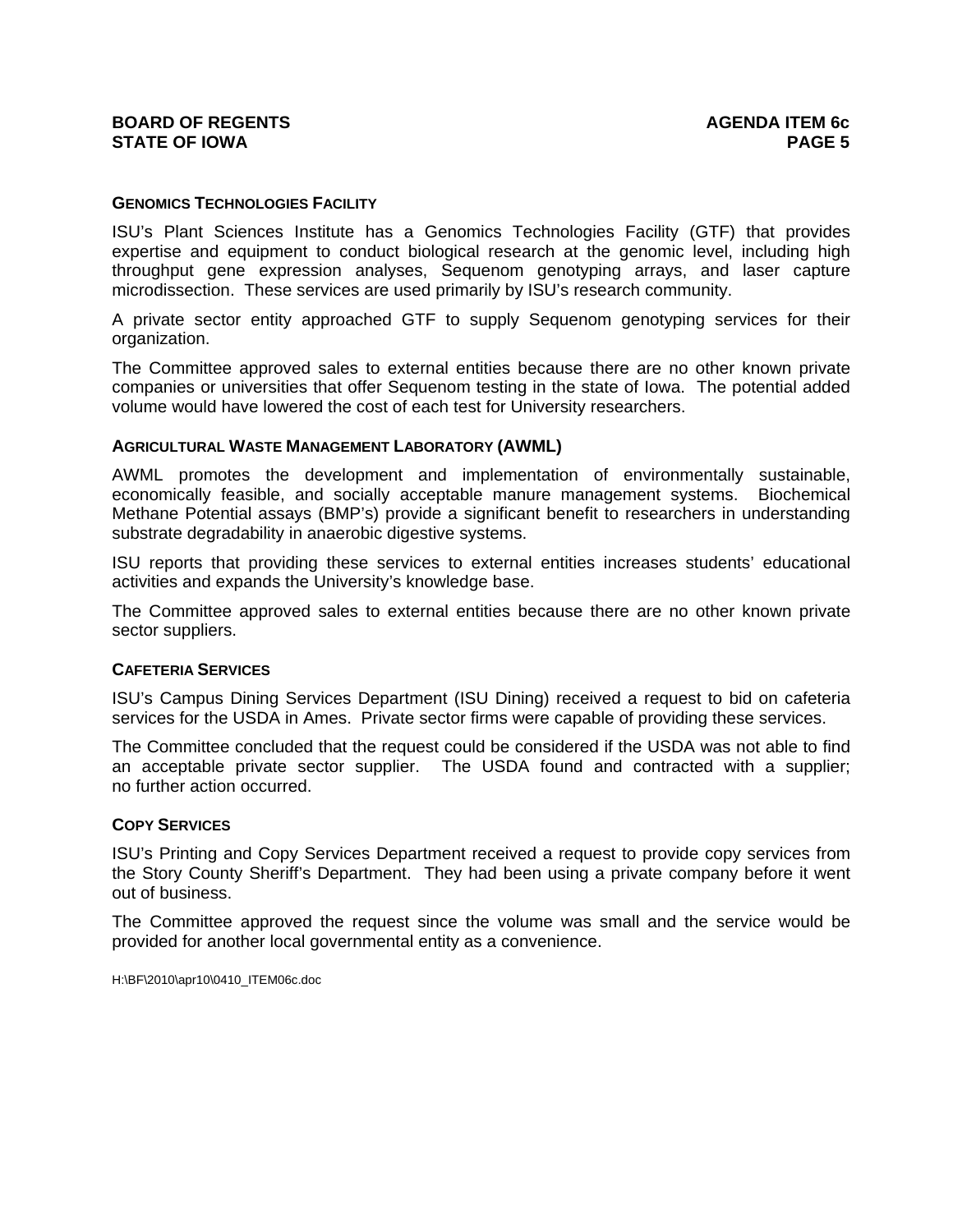### GENOMICS TECHNOLOGIES FACILITY

ISU's Plant Sciences Institute has a Genomics Technologies Facility (GTF) that provides expertise and equipment to conduct biological research at the genomic level, including high throughput gene expression analyses, Sequenom genotyping arrays, and laser capture microdissection. These services are used primarily by ISU's research community.

A private sector entity approached GTF to supply Sequenom genotyping services for their organization.

The Committee approved sales to external entities because there are no other known private companies or universities that offer Sequenom testing in the state of Iowa. The potential added volume would have lowered the cost of each test for University researchers.

### AGRICULTURAL WASTE MANAGEMENT LABORATORY (AWML)

AWML promotes the development and implementation of environmentally sustainable, economically feasible, and socially acceptable manure management systems. Biochemical Methane Potential assays (BMP's) provide a significant benefit to researchers in understanding substrate degradability in anaerobic digestive systems.

ISU reports that providing these services to external entities increases students' educational activities and expands the University's knowledge base.

The Committee approved sales to external entities because there are no other known private sector suppliers.

### CAFETERIA SERVICES

ISU's Campus Dining Services Department (ISU Dining) received a request to bid on cafeteria services for the USDA in Ames. Private sector firms were capable of providing these services.

The Committee concluded that the request could be considered if the USDA was not able to find an acceptable private sector supplier. The USDA found and contracted with a supplier; no further action occurred.

### COPY SERVICES

ISU's Printing and Copy Services Department received a request to provide copy services from the Story County Sheriff's Department. They had been using a private company before it went out of business.

The Committee approved the request since the volume was small and the service would be provided for another local governmental entity as a convenience.

H:\BF\2010\apr10\0410_ITEM06c.doc